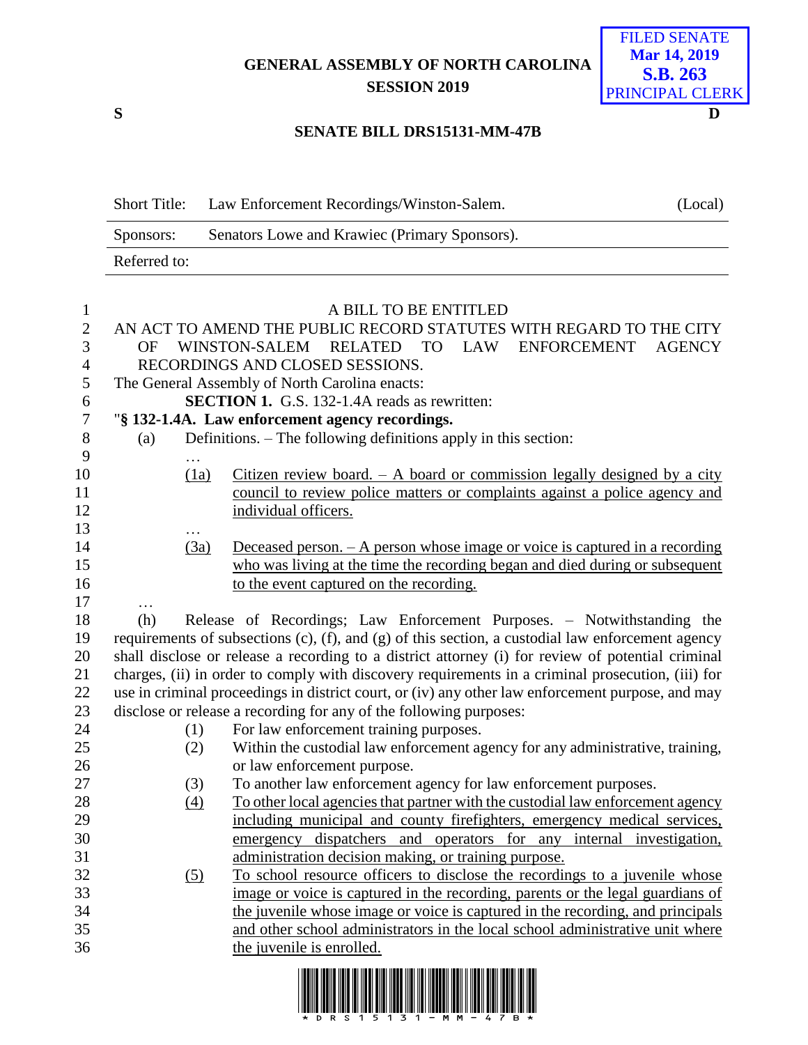GENERAL ASSEMBLY OF NORTH CAROLINA
SESSION 2019

FILED SENATE
Mar 14, 2019
S.B. 263
PRINCIPAL CLERK

S D

SENATE BILL DRS15131-MM-47B

| Short Title: | Law Enforcement Recordings/Winston-Salem. | (Local) |
| --- | --- | --- |
| Sponsors: | Senators Lowe and Krawiec (Primary Sponsors). | |
| Referred to: | | |

A BILL TO BE ENTITLED

AN ACT TO AMEND THE PUBLIC RECORD STATUTES WITH REGARD TO THE CITY OF WINSTON-SALEM RELATED TO LAW ENFORCEMENT AGENCY RECORDINGS AND CLOSED SESSIONS.

The General Assembly of North Carolina enacts:

**SECTION 1.** G.S. 132-1.4A reads as rewritten:

"**§ 132-1.4A. Law enforcement agency recordings.**

(a) Definitions. – The following definitions apply in this section:

…

(1a) Citizen review board. – A board or commission legally designed by a city council to review police matters or complaints against a police agency and individual officers.

…

(3a) Deceased person. – A person whose image or voice is captured in a recording who was living at the time the recording began and died during or subsequent to the event captured on the recording.

…

(h) Release of Recordings; Law Enforcement Purposes. – Notwithstanding the requirements of subsections (c), (f), and (g) of this section, a custodial law enforcement agency shall disclose or release a recording to a district attorney (i) for review of potential criminal charges, (ii) in order to comply with discovery requirements in a criminal prosecution, (iii) for use in criminal proceedings in district court, or (iv) any other law enforcement purpose, and may disclose or release a recording for any of the following purposes:

(1) For law enforcement training purposes.

(2) Within the custodial law enforcement agency for any administrative, training, or law enforcement purpose.

(3) To another law enforcement agency for law enforcement purposes.

(4) To other local agencies that partner with the custodial law enforcement agency including municipal and county firefighters, emergency medical services, emergency dispatchers and operators for any internal investigation, administration decision making, or training purpose.

(5) To school resource officers to disclose the recordings to a juvenile whose image or voice is captured in the recording, parents or the legal guardians of the juvenile whose image or voice is captured in the recording, and principals and other school administrators in the local school administrative unit where the juvenile is enrolled.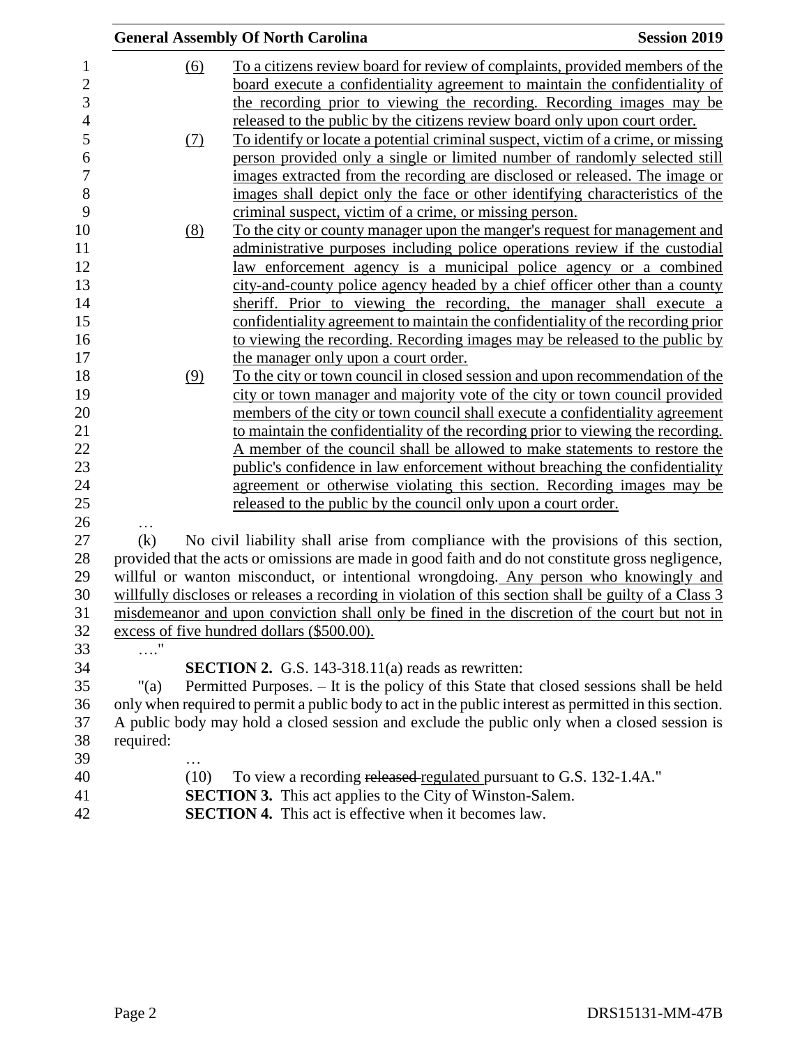(6) To a citizens review board for review of complaints, provided members of the board execute a confidentiality agreement to maintain the confidentiality of the recording prior to viewing the recording. Recording images may be released to the public by the citizens review board only upon court order.

(7) To identify or locate a potential criminal suspect, victim of a crime, or missing person provided only a single or limited number of randomly selected still images extracted from the recording are disclosed or released. The image or images shall depict only the face or other identifying characteristics of the criminal suspect, victim of a crime, or missing person.

(8) To the city or county manager upon the manger's request for management and administrative purposes including police operations review if the custodial law enforcement agency is a municipal police agency or a combined city-and-county police agency headed by a chief officer other than a county sheriff. Prior to viewing the recording, the manager shall execute a confidentiality agreement to maintain the confidentiality of the recording prior to viewing the recording. Recording images may be released to the public by the manager only upon a court order.

(9) To the city or town council in closed session and upon recommendation of the city or town manager and majority vote of the city or town council provided members of the city or town council shall execute a confidentiality agreement to maintain the confidentiality of the recording prior to viewing the recording. A member of the council shall be allowed to make statements to restore the public's confidence in law enforcement without breaching the confidentiality agreement or otherwise violating this section. Recording images may be released to the public by the council only upon a court order.

…

(k) No civil liability shall arise from compliance with the provisions of this section, provided that the acts or omissions are made in good faith and do not constitute gross negligence, willful or wanton misconduct, or intentional wrongdoing. Any person who knowingly and willfully discloses or releases a recording in violation of this section shall be guilty of a Class 3 misdemeanor and upon conviction shall only be fined in the discretion of the court but not in excess of five hundred dollars ($500.00).

…."

**SECTION 2.** G.S. 143-318.11(a) reads as rewritten:

"(a) Permitted Purposes. – It is the policy of this State that closed sessions shall be held only when required to permit a public body to act in the public interest as permitted in this section. A public body may hold a closed session and exclude the public only when a closed session is required:

…

(10) To view a recording ~~released~~ regulated pursuant to G.S. 132-1.4A."

**SECTION 3.** This act applies to the City of Winston-Salem.

**SECTION 4.** This act is effective when it becomes law.